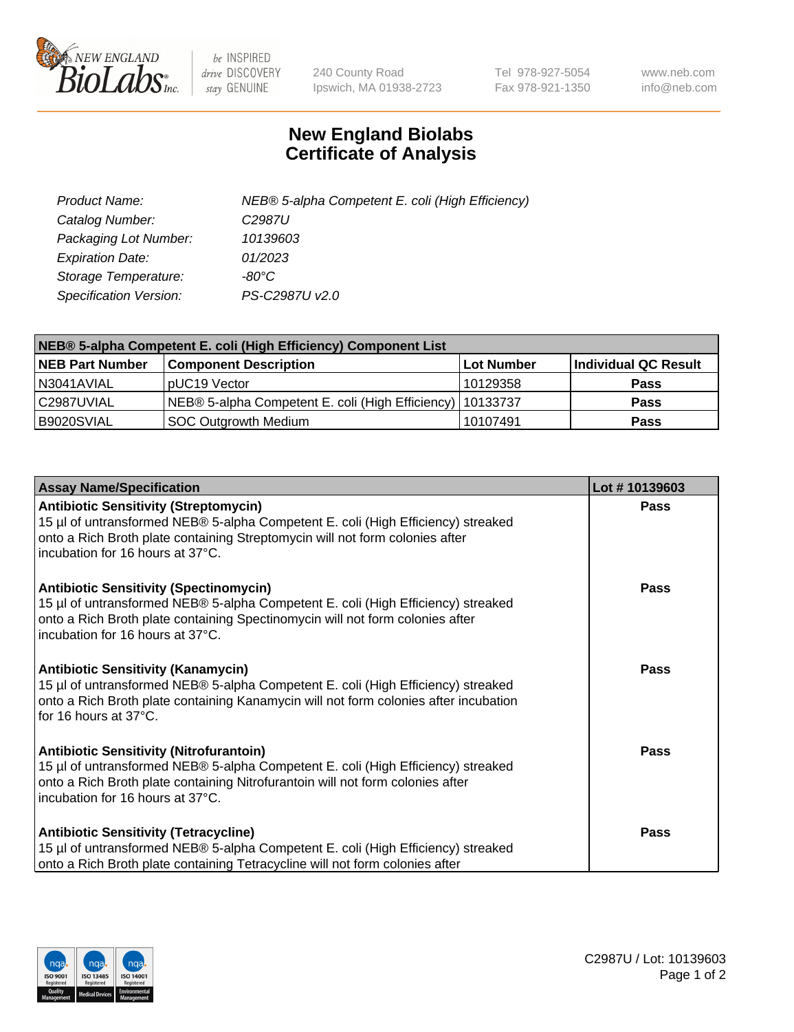NEW ENGLAND BioLabs Inc. — be INSPIRED drive DISCOVERY stay GENUINE

240 County Road
Ipswich, MA 01938-2723

Tel 978-927-5054
Fax 978-921-1350

www.neb.com
info@neb.com

# New England Biolabs
# Certificate of Analysis

| | |
|---|---|
| *Product Name:* | *NEB® 5-alpha Competent E. coli (High Efficiency)* |
| *Catalog Number:* | *C2987U* |
| *Packaging Lot Number:* | *10139603* |
| *Expiration Date:* | *01/2023* |
| *Storage Temperature:* | *-80°C* |
| *Specification Version:* | *PS-C2987U v2.0* |

| **NEB® 5-alpha Competent E. coli (High Efficiency) Component List** | | | |
|---|---|---|---|
| **NEB Part Number** | **Component Description** | **Lot Number** | **Individual QC Result** |
| N3041AVIAL | pUC19 Vector | 10129358 | **Pass** |
| C2987UVIAL | NEB® 5-alpha Competent E. coli (High Efficiency) | 10133737 | **Pass** |
| B9020SVIAL | SOC Outgrowth Medium | 10107491 | **Pass** |

| **Assay Name/Specification** | **Lot # 10139603** |
|---|---|
| **Antibiotic Sensitivity (Streptomycin)**<br>15 µl of untransformed NEB® 5-alpha Competent E. coli (High Efficiency) streaked onto a Rich Broth plate containing Streptomycin will not form colonies after incubation for 16 hours at 37°C. | **Pass** |
| **Antibiotic Sensitivity (Spectinomycin)**<br>15 µl of untransformed NEB® 5-alpha Competent E. coli (High Efficiency) streaked onto a Rich Broth plate containing Spectinomycin will not form colonies after incubation for 16 hours at 37°C. | **Pass** |
| **Antibiotic Sensitivity (Kanamycin)**<br>15 µl of untransformed NEB® 5-alpha Competent E. coli (High Efficiency) streaked onto a Rich Broth plate containing Kanamycin will not form colonies after incubation for 16 hours at 37°C. | **Pass** |
| **Antibiotic Sensitivity (Nitrofurantoin)**<br>15 µl of untransformed NEB® 5-alpha Competent E. coli (High Efficiency) streaked onto a Rich Broth plate containing Nitrofurantoin will not form colonies after incubation for 16 hours at 37°C. | **Pass** |
| **Antibiotic Sensitivity (Tetracycline)**<br>15 µl of untransformed NEB® 5-alpha Competent E. coli (High Efficiency) streaked onto a Rich Broth plate containing Tetracycline will not form colonies after | **Pass** |

C2987U / Lot: 10139603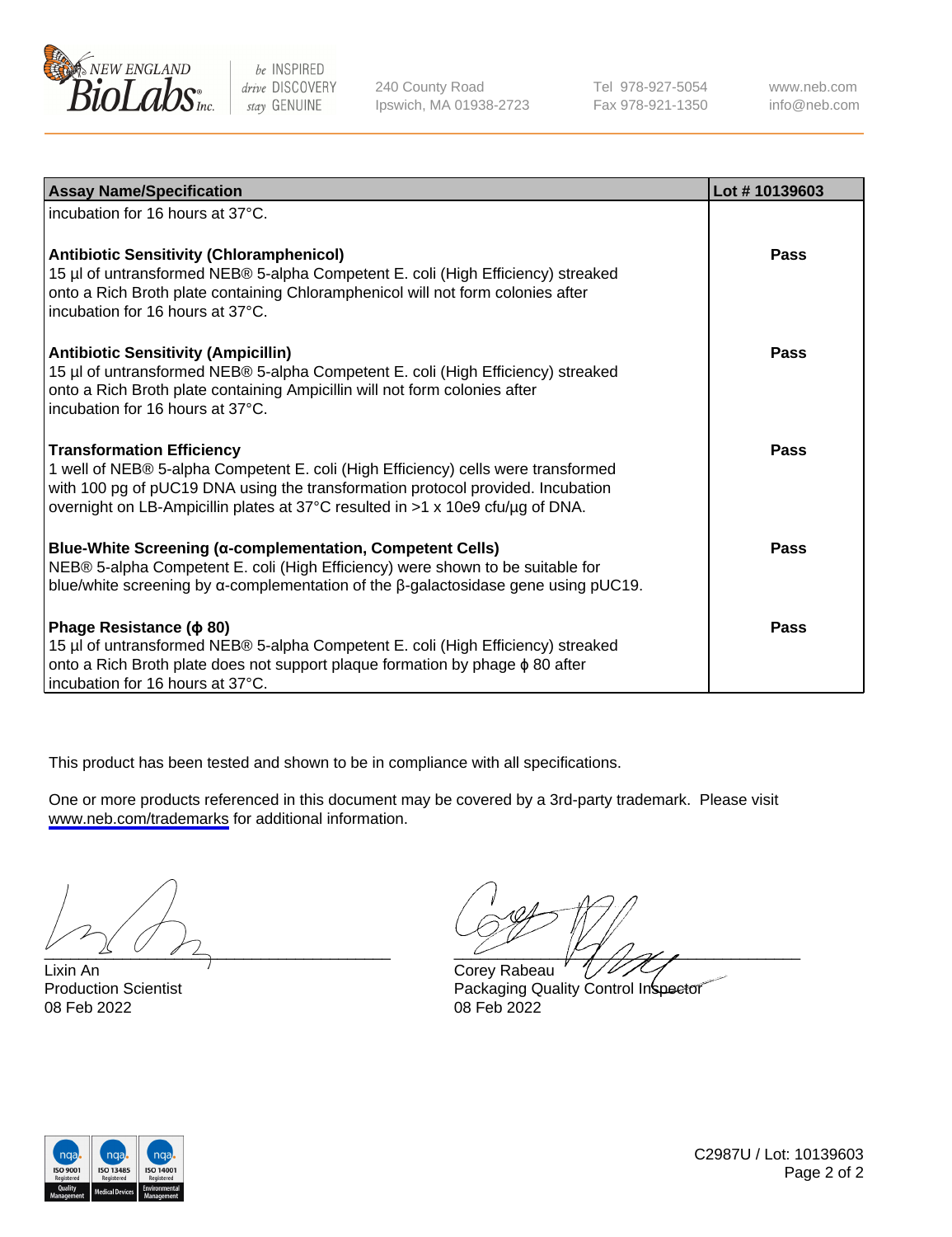| Assay Name/Specification | Lot # 10139603 |
| --- | --- |
| incubation for 16 hours at 37°C. | |
| **Antibiotic Sensitivity (Chloramphenicol)**<br>15 µl of untransformed NEB® 5-alpha Competent E. coli (High Efficiency) streaked onto a Rich Broth plate containing Chloramphenicol will not form colonies after incubation for 16 hours at 37°C. | **Pass** |
| **Antibiotic Sensitivity (Ampicillin)**<br>15 µl of untransformed NEB® 5-alpha Competent E. coli (High Efficiency) streaked onto a Rich Broth plate containing Ampicillin will not form colonies after incubation for 16 hours at 37°C. | **Pass** |
| **Transformation Efficiency**<br>1 well of NEB® 5-alpha Competent E. coli (High Efficiency) cells were transformed with 100 pg of pUC19 DNA using the transformation protocol provided. Incubation overnight on LB-Ampicillin plates at 37°C resulted in >1 x 10e9 cfu/µg of DNA. | **Pass** |
| **Blue-White Screening (α-complementation, Competent Cells)**<br>NEB® 5-alpha Competent E. coli (High Efficiency) were shown to be suitable for blue/white screening by α-complementation of the β-galactosidase gene using pUC19. | **Pass** |
| **Phage Resistance (ϕ 80)**<br>15 µl of untransformed NEB® 5-alpha Competent E. coli (High Efficiency) streaked onto a Rich Broth plate does not support plaque formation by phage ϕ 80 after incubation for 16 hours at 37°C. | **Pass** |

This product has been tested and shown to be in compliance with all specifications.

One or more products referenced in this document may be covered by a 3rd-party trademark. Please visit www.neb.com/trademarks for additional information.

Lixin An
Production Scientist
08 Feb 2022

Corey Rabeau
Packaging Quality Control Inspector
08 Feb 2022

C2987U / Lot: 10139603